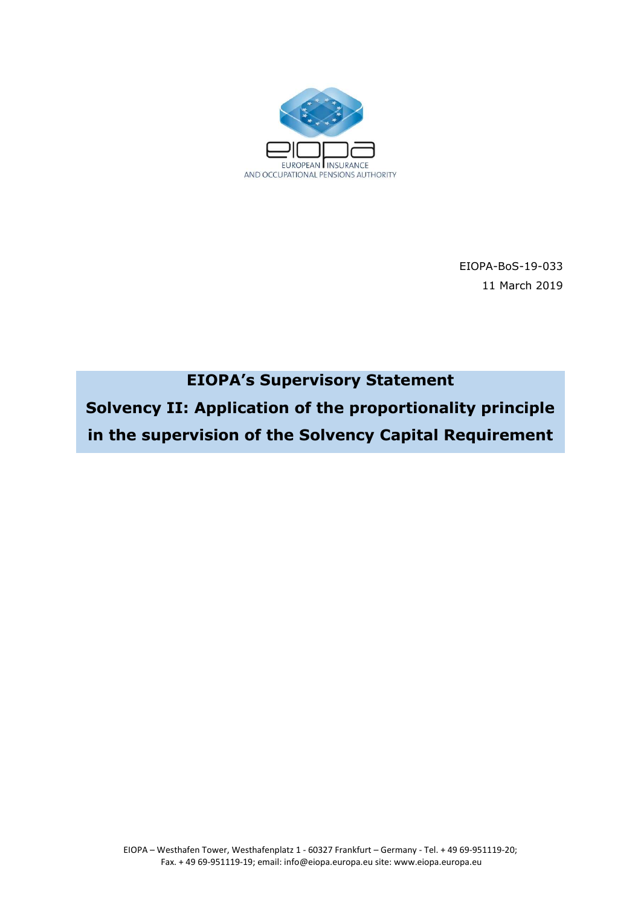EUROPEAN INSURANCE AND OCCUPATIONAL PENSIONS AUTHORITY

EIOPA-BoS-19-033

11 March 2019

# EIOPA's Supervisory Statement

# Solvency II: Application of the proportionality principle in the supervision of the Solvency Capital Requirement

EIOPA – Westhafen Tower, Westhafenplatz 1 - 60327 Frankfurt – Germany - Tel. + 49 69-951119-20; Fax. + 49 69-951119-19; email: info@eiopa.europa.eu site: www.eiopa.europa.eu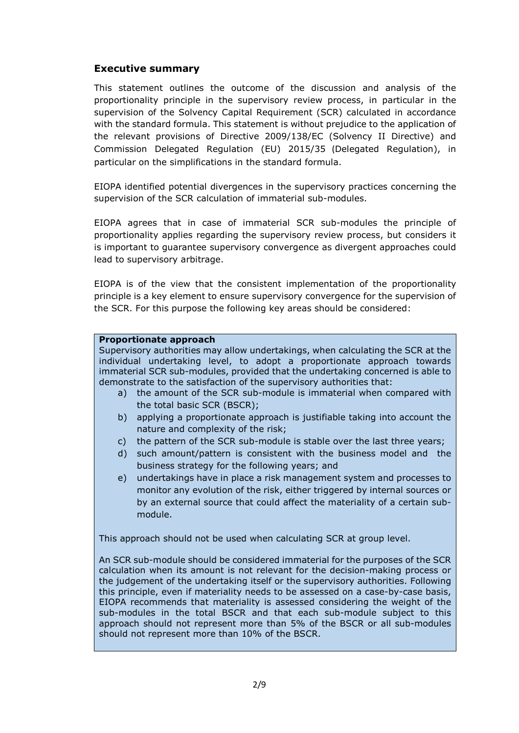## Executive summary

This statement outlines the outcome of the discussion and analysis of the proportionality principle in the supervisory review process, in particular in the supervision of the Solvency Capital Requirement (SCR) calculated in accordance with the standard formula. This statement is without prejudice to the application of the relevant provisions of Directive 2009/138/EC (Solvency II Directive) and Commission Delegated Regulation (EU) 2015/35 (Delegated Regulation), in particular on the simplifications in the standard formula.

EIOPA identified potential divergences in the supervisory practices concerning the supervision of the SCR calculation of immaterial sub-modules.

EIOPA agrees that in case of immaterial SCR sub-modules the principle of proportionality applies regarding the supervisory review process, but considers it is important to guarantee supervisory convergence as divergent approaches could lead to supervisory arbitrage.

EIOPA is of the view that the consistent implementation of the proportionality principle is a key element to ensure supervisory convergence for the supervision of the SCR. For this purpose the following key areas should be considered:

**Proportionate approach**

Supervisory authorities may allow undertakings, when calculating the SCR at the individual undertaking level, to adopt a proportionate approach towards immaterial SCR sub-modules, provided that the undertaking concerned is able to demonstrate to the satisfaction of the supervisory authorities that:

a) the amount of the SCR sub-module is immaterial when compared with the total basic SCR (BSCR);
b) applying a proportionate approach is justifiable taking into account the nature and complexity of the risk;
c) the pattern of the SCR sub-module is stable over the last three years;
d) such amount/pattern is consistent with the business model and the business strategy for the following years; and
e) undertakings have in place a risk management system and processes to monitor any evolution of the risk, either triggered by internal sources or by an external source that could affect the materiality of a certain sub-module.

This approach should not be used when calculating SCR at group level.

An SCR sub-module should be considered immaterial for the purposes of the SCR calculation when its amount is not relevant for the decision-making process or the judgement of the undertaking itself or the supervisory authorities. Following this principle, even if materiality needs to be assessed on a case-by-case basis, EIOPA recommends that materiality is assessed considering the weight of the sub-modules in the total BSCR and that each sub-module subject to this approach should not represent more than 5% of the BSCR or all sub-modules should not represent more than 10% of the BSCR.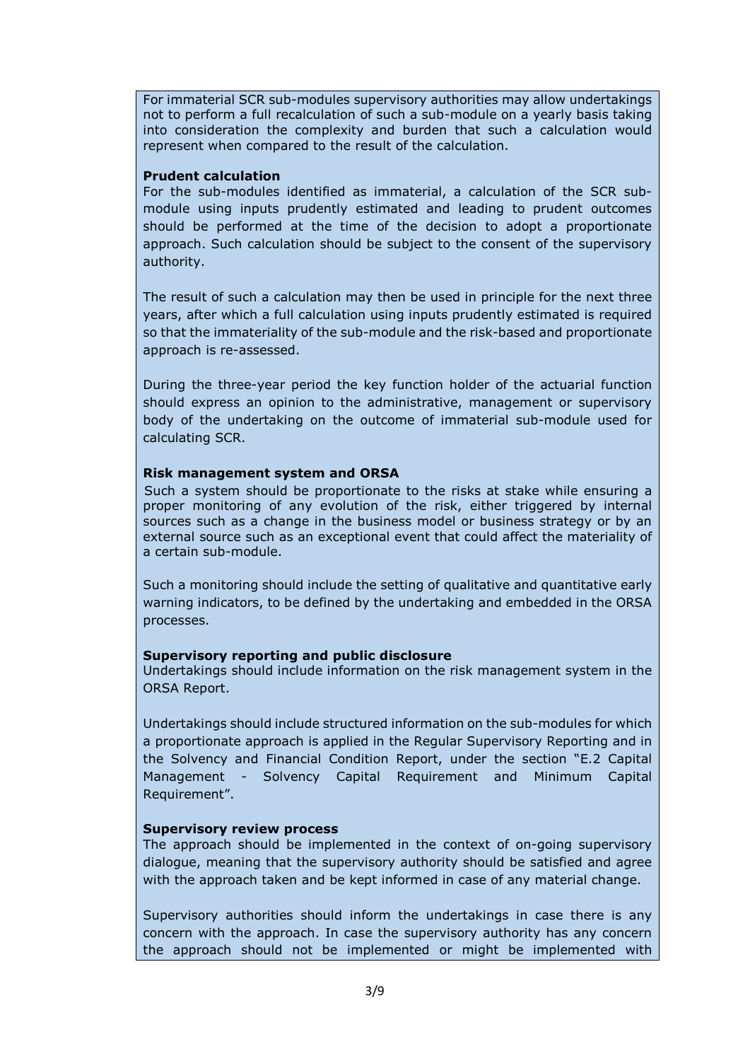For immaterial SCR sub-modules supervisory authorities may allow undertakings not to perform a full recalculation of such a sub-module on a yearly basis taking into consideration the complexity and burden that such a calculation would represent when compared to the result of the calculation.

**Prudent calculation**

For the sub-modules identified as immaterial, a calculation of the SCR sub-module using inputs prudently estimated and leading to prudent outcomes should be performed at the time of the decision to adopt a proportionate approach. Such calculation should be subject to the consent of the supervisory authority.

The result of such a calculation may then be used in principle for the next three years, after which a full calculation using inputs prudently estimated is required so that the immateriality of the sub-module and the risk-based and proportionate approach is re-assessed.

During the three-year period the key function holder of the actuarial function should express an opinion to the administrative, management or supervisory body of the undertaking on the outcome of immaterial sub-module used for calculating SCR.

**Risk management system and ORSA**

Such a system should be proportionate to the risks at stake while ensuring a proper monitoring of any evolution of the risk, either triggered by internal sources such as a change in the business model or business strategy or by an external source such as an exceptional event that could affect the materiality of a certain sub-module.

Such a monitoring should include the setting of qualitative and quantitative early warning indicators, to be defined by the undertaking and embedded in the ORSA processes.

**Supervisory reporting and public disclosure**

Undertakings should include information on the risk management system in the ORSA Report.

Undertakings should include structured information on the sub-modules for which a proportionate approach is applied in the Regular Supervisory Reporting and in the Solvency and Financial Condition Report, under the section "E.2 Capital Management - Solvency Capital Requirement and Minimum Capital Requirement".

**Supervisory review process**

The approach should be implemented in the context of on-going supervisory dialogue, meaning that the supervisory authority should be satisfied and agree with the approach taken and be kept informed in case of any material change.

Supervisory authorities should inform the undertakings in case there is any concern with the approach. In case the supervisory authority has any concern the approach should not be implemented or might be implemented with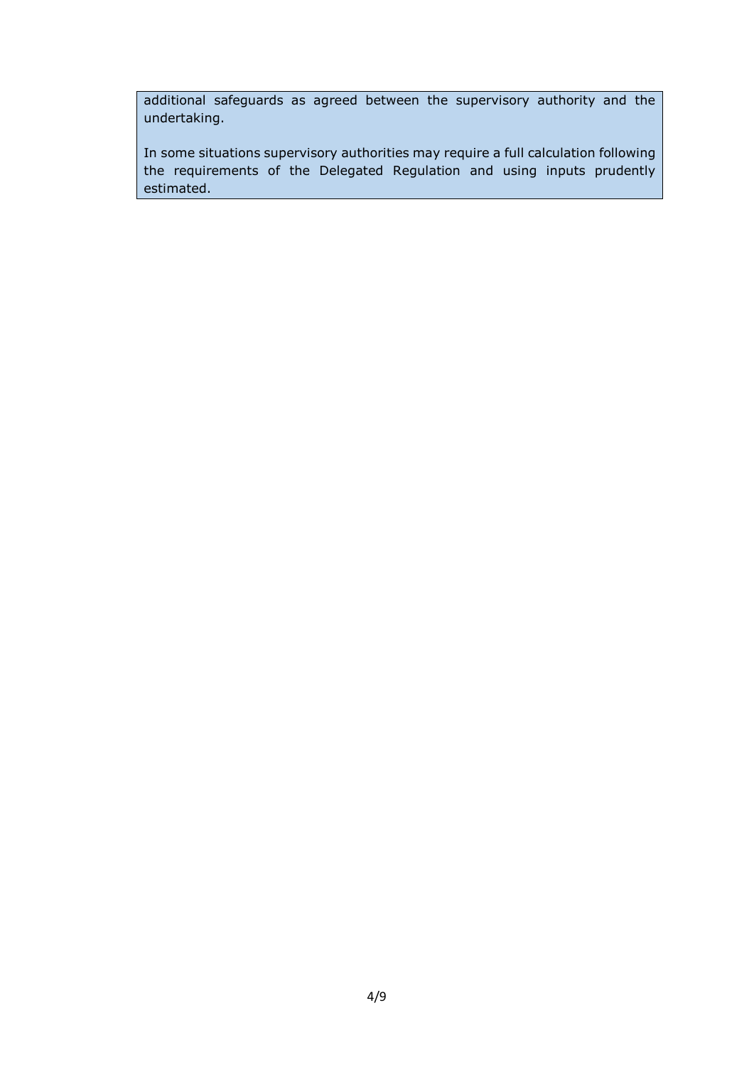additional safeguards as agreed between the supervisory authority and the undertaking.

In some situations supervisory authorities may require a full calculation following the requirements of the Delegated Regulation and using inputs prudently estimated.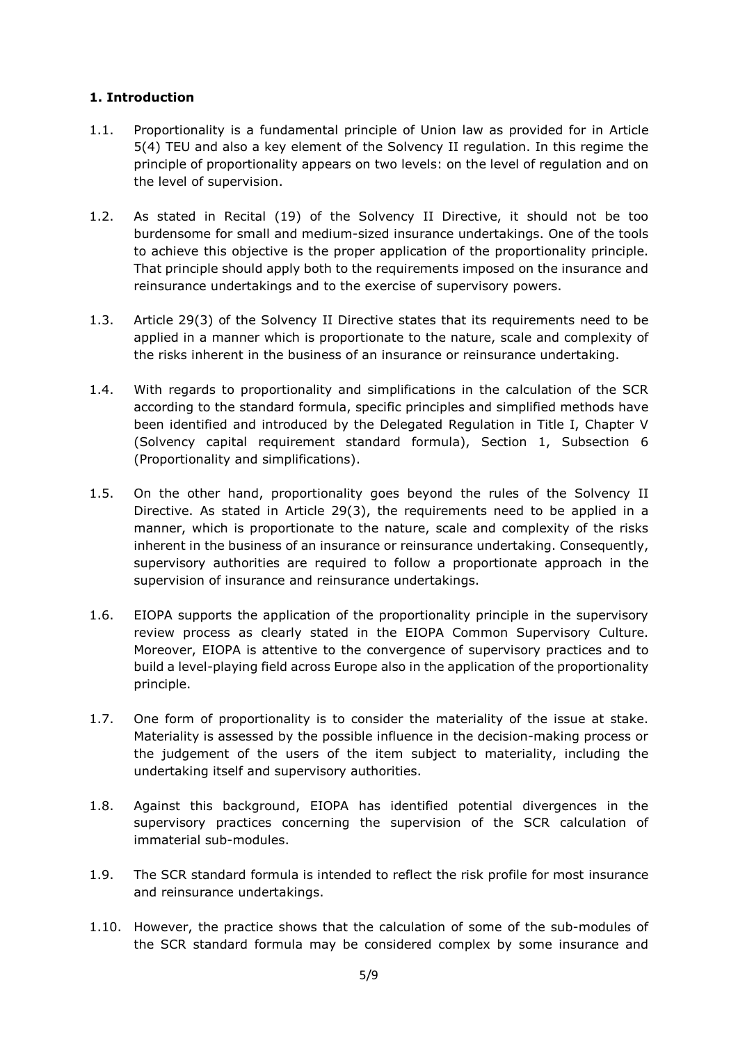## 1. Introduction

1.1. Proportionality is a fundamental principle of Union law as provided for in Article 5(4) TEU and also a key element of the Solvency II regulation. In this regime the principle of proportionality appears on two levels: on the level of regulation and on the level of supervision.

1.2. As stated in Recital (19) of the Solvency II Directive, it should not be too burdensome for small and medium-sized insurance undertakings. One of the tools to achieve this objective is the proper application of the proportionality principle. That principle should apply both to the requirements imposed on the insurance and reinsurance undertakings and to the exercise of supervisory powers.

1.3. Article 29(3) of the Solvency II Directive states that its requirements need to be applied in a manner which is proportionate to the nature, scale and complexity of the risks inherent in the business of an insurance or reinsurance undertaking.

1.4. With regards to proportionality and simplifications in the calculation of the SCR according to the standard formula, specific principles and simplified methods have been identified and introduced by the Delegated Regulation in Title I, Chapter V (Solvency capital requirement standard formula), Section 1, Subsection 6 (Proportionality and simplifications).

1.5. On the other hand, proportionality goes beyond the rules of the Solvency II Directive. As stated in Article 29(3), the requirements need to be applied in a manner, which is proportionate to the nature, scale and complexity of the risks inherent in the business of an insurance or reinsurance undertaking. Consequently, supervisory authorities are required to follow a proportionate approach in the supervision of insurance and reinsurance undertakings.

1.6. EIOPA supports the application of the proportionality principle in the supervisory review process as clearly stated in the EIOPA Common Supervisory Culture. Moreover, EIOPA is attentive to the convergence of supervisory practices and to build a level-playing field across Europe also in the application of the proportionality principle.

1.7. One form of proportionality is to consider the materiality of the issue at stake. Materiality is assessed by the possible influence in the decision-making process or the judgement of the users of the item subject to materiality, including the undertaking itself and supervisory authorities.

1.8. Against this background, EIOPA has identified potential divergences in the supervisory practices concerning the supervision of the SCR calculation of immaterial sub-modules.

1.9. The SCR standard formula is intended to reflect the risk profile for most insurance and reinsurance undertakings.

1.10. However, the practice shows that the calculation of some of the sub-modules of the SCR standard formula may be considered complex by some insurance and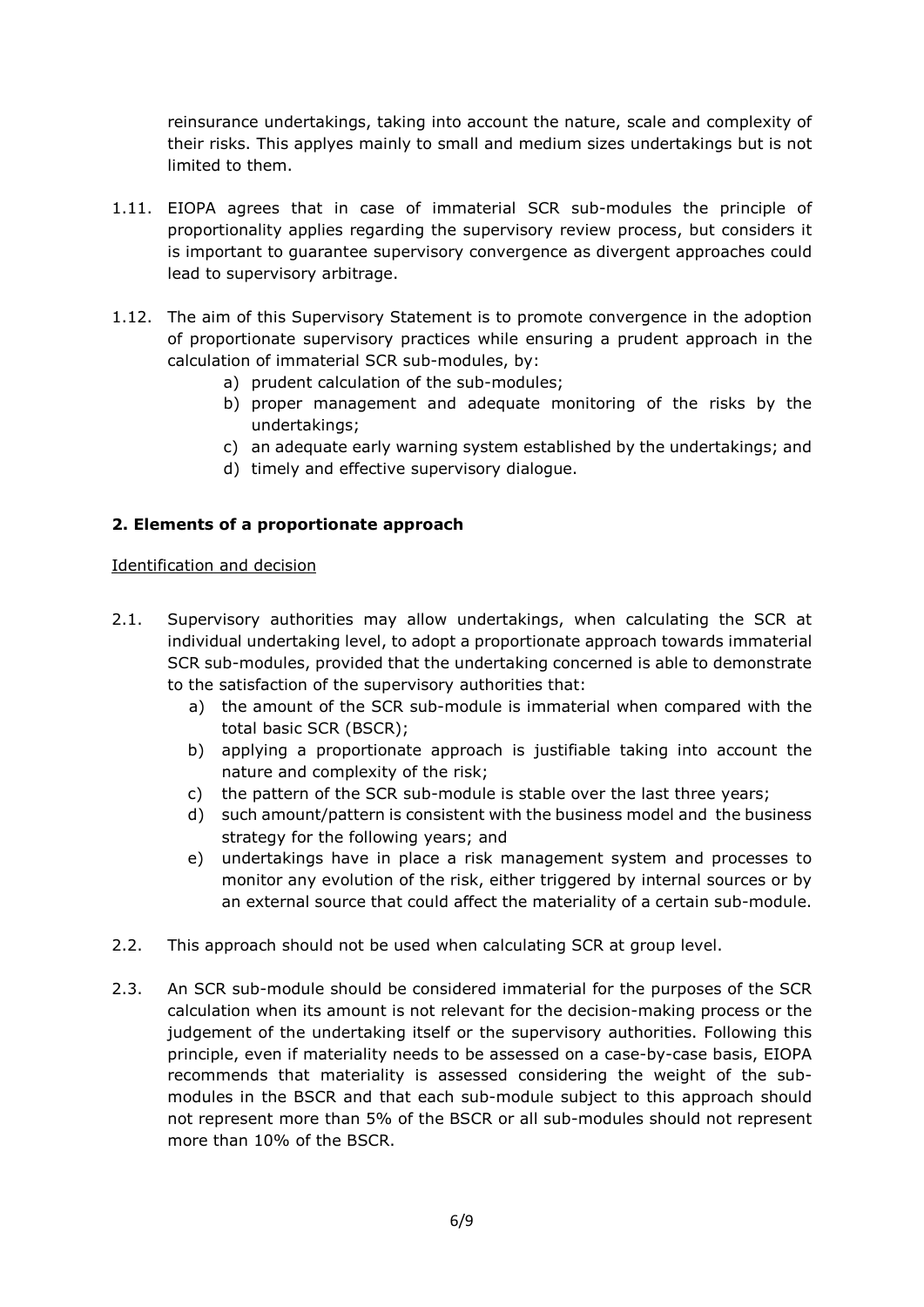reinsurance undertakings, taking into account the nature, scale and complexity of their risks. This applyes mainly to small and medium sizes undertakings but is not limited to them.

1.11. EIOPA agrees that in case of immaterial SCR sub-modules the principle of proportionality applies regarding the supervisory review process, but considers it is important to guarantee supervisory convergence as divergent approaches could lead to supervisory arbitrage.

1.12. The aim of this Supervisory Statement is to promote convergence in the adoption of proportionate supervisory practices while ensuring a prudent approach in the calculation of immaterial SCR sub-modules, by:

a) prudent calculation of the sub-modules;
b) proper management and adequate monitoring of the risks by the undertakings;
c) an adequate early warning system established by the undertakings; and
d) timely and effective supervisory dialogue.

## 2. Elements of a proportionate approach

Identification and decision

2.1. Supervisory authorities may allow undertakings, when calculating the SCR at individual undertaking level, to adopt a proportionate approach towards immaterial SCR sub-modules, provided that the undertaking concerned is able to demonstrate to the satisfaction of the supervisory authorities that:

a) the amount of the SCR sub-module is immaterial when compared with the total basic SCR (BSCR);
b) applying a proportionate approach is justifiable taking into account the nature and complexity of the risk;
c) the pattern of the SCR sub-module is stable over the last three years;
d) such amount/pattern is consistent with the business model and the business strategy for the following years; and
e) undertakings have in place a risk management system and processes to monitor any evolution of the risk, either triggered by internal sources or by an external source that could affect the materiality of a certain sub-module.

2.2. This approach should not be used when calculating SCR at group level.

2.3. An SCR sub-module should be considered immaterial for the purposes of the SCR calculation when its amount is not relevant for the decision-making process or the judgement of the undertaking itself or the supervisory authorities. Following this principle, even if materiality needs to be assessed on a case-by-case basis, EIOPA recommends that materiality is assessed considering the weight of the sub-modules in the BSCR and that each sub-module subject to this approach should not represent more than 5% of the BSCR or all sub-modules should not represent more than 10% of the BSCR.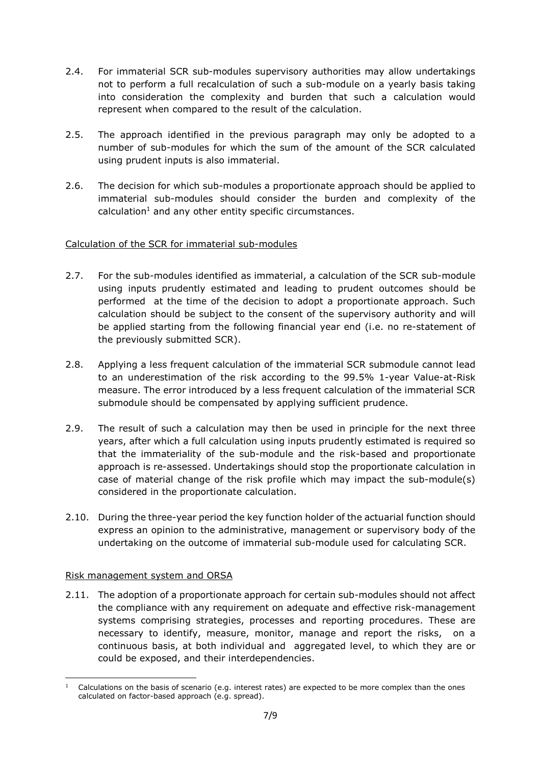2.4. For immaterial SCR sub-modules supervisory authorities may allow undertakings not to perform a full recalculation of such a sub-module on a yearly basis taking into consideration the complexity and burden that such a calculation would represent when compared to the result of the calculation.

2.5. The approach identified in the previous paragraph may only be adopted to a number of sub-modules for which the sum of the amount of the SCR calculated using prudent inputs is also immaterial.

2.6. The decision for which sub-modules a proportionate approach should be applied to immaterial sub-modules should consider the burden and complexity of the calculation[1] and any other entity specific circumstances.

Calculation of the SCR for immaterial sub-modules

2.7. For the sub-modules identified as immaterial, a calculation of the SCR sub-module using inputs prudently estimated and leading to prudent outcomes should be performed at the time of the decision to adopt a proportionate approach. Such calculation should be subject to the consent of the supervisory authority and will be applied starting from the following financial year end (i.e. no re-statement of the previously submitted SCR).

2.8. Applying a less frequent calculation of the immaterial SCR submodule cannot lead to an underestimation of the risk according to the 99.5% 1-year Value-at-Risk measure. The error introduced by a less frequent calculation of the immaterial SCR submodule should be compensated by applying sufficient prudence.

2.9. The result of such a calculation may then be used in principle for the next three years, after which a full calculation using inputs prudently estimated is required so that the immateriality of the sub-module and the risk-based and proportionate approach is re-assessed. Undertakings should stop the proportionate calculation in case of material change of the risk profile which may impact the sub-module(s) considered in the proportionate calculation.

2.10. During the three-year period the key function holder of the actuarial function should express an opinion to the administrative, management or supervisory body of the undertaking on the outcome of immaterial sub-module used for calculating SCR.

Risk management system and ORSA

2.11. The adoption of a proportionate approach for certain sub-modules should not affect the compliance with any requirement on adequate and effective risk-management systems comprising strategies, processes and reporting procedures. These are necessary to identify, measure, monitor, manage and report the risks, on a continuous basis, at both individual and aggregated level, to which they are or could be exposed, and their interdependencies.

[1] Calculations on the basis of scenario (e.g. interest rates) are expected to be more complex than the ones calculated on factor-based approach (e.g. spread).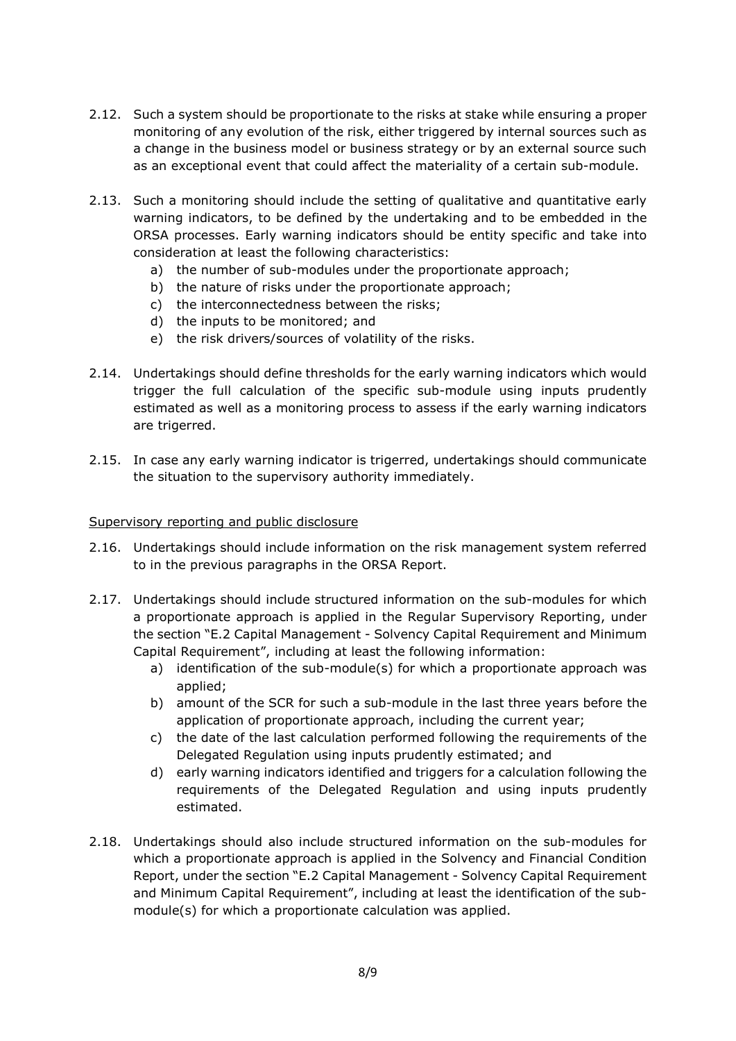2.12. Such a system should be proportionate to the risks at stake while ensuring a proper monitoring of any evolution of the risk, either triggered by internal sources such as a change in the business model or business strategy or by an external source such as an exceptional event that could affect the materiality of a certain sub-module.

2.13. Such a monitoring should include the setting of qualitative and quantitative early warning indicators, to be defined by the undertaking and to be embedded in the ORSA processes. Early warning indicators should be entity specific and take into consideration at least the following characteristics:

a) the number of sub-modules under the proportionate approach;
b) the nature of risks under the proportionate approach;
c) the interconnectedness between the risks;
d) the inputs to be monitored; and
e) the risk drivers/sources of volatility of the risks.

2.14. Undertakings should define thresholds for the early warning indicators which would trigger the full calculation of the specific sub-module using inputs prudently estimated as well as a monitoring process to assess if the early warning indicators are trigerred.

2.15. In case any early warning indicator is trigerred, undertakings should communicate the situation to the supervisory authority immediately.

Supervisory reporting and public disclosure

2.16. Undertakings should include information on the risk management system referred to in the previous paragraphs in the ORSA Report.

2.17. Undertakings should include structured information on the sub-modules for which a proportionate approach is applied in the Regular Supervisory Reporting, under the section "E.2 Capital Management - Solvency Capital Requirement and Minimum Capital Requirement", including at least the following information:

a) identification of the sub-module(s) for which a proportionate approach was applied;
b) amount of the SCR for such a sub-module in the last three years before the application of proportionate approach, including the current year;
c) the date of the last calculation performed following the requirements of the Delegated Regulation using inputs prudently estimated; and
d) early warning indicators identified and triggers for a calculation following the requirements of the Delegated Regulation and using inputs prudently estimated.

2.18. Undertakings should also include structured information on the sub-modules for which a proportionate approach is applied in the Solvency and Financial Condition Report, under the section "E.2 Capital Management - Solvency Capital Requirement and Minimum Capital Requirement", including at least the identification of the sub-module(s) for which a proportionate calculation was applied.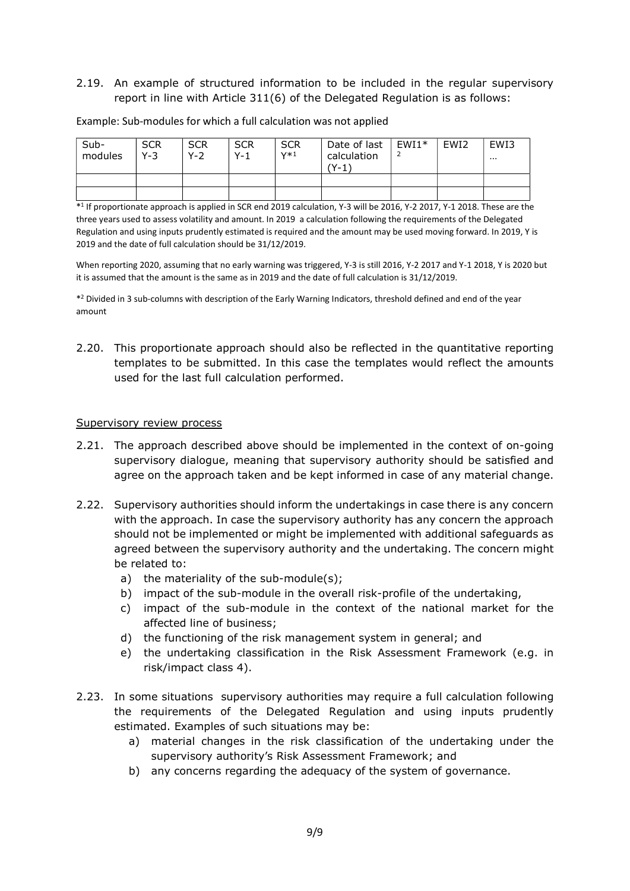2.19. An example of structured information to be included in the regular supervisory report in line with Article 311(6) of the Delegated Regulation is as follows:

Example: Sub-modules for which a full calculation was not applied

| Sub-modules | SCR Y-3 | SCR Y-2 | SCR Y-1 | SCR Y*[1] | Date of last calculation (Y-1) | EWI1*[2] | EWI2 | EWI3 ... |
|---|---|---|---|---|---|---|---|---|
| | | | | | | | | |
| | | | | | | | | |

*[1] If proportionate approach is applied in SCR end 2019 calculation, Y-3 will be 2016, Y-2 2017, Y-1 2018. These are the three years used to assess volatility and amount. In 2019 a calculation following the requirements of the Delegated Regulation and using inputs prudently estimated is required and the amount may be used moving forward. In 2019, Y is 2019 and the date of full calculation should be 31/12/2019.

When reporting 2020, assuming that no early warning was triggered, Y-3 is still 2016, Y-2 2017 and Y-1 2018, Y is 2020 but it is assumed that the amount is the same as in 2019 and the date of full calculation is 31/12/2019.

*[2] Divided in 3 sub-columns with description of the Early Warning Indicators, threshold defined and end of the year amount

2.20. This proportionate approach should also be reflected in the quantitative reporting templates to be submitted. In this case the templates would reflect the amounts used for the last full calculation performed.

Supervisory review process

2.21. The approach described above should be implemented in the context of on-going supervisory dialogue, meaning that supervisory authority should be satisfied and agree on the approach taken and be kept informed in case of any material change.

2.22. Supervisory authorities should inform the undertakings in case there is any concern with the approach. In case the supervisory authority has any concern the approach should not be implemented or might be implemented with additional safeguards as agreed between the supervisory authority and the undertaking. The concern might be related to:

a) the materiality of the sub-module(s);
b) impact of the sub-module in the overall risk-profile of the undertaking,
c) impact of the sub-module in the context of the national market for the affected line of business;
d) the functioning of the risk management system in general; and
e) the undertaking classification in the Risk Assessment Framework (e.g. in risk/impact class 4).

2.23. In some situations supervisory authorities may require a full calculation following the requirements of the Delegated Regulation and using inputs prudently estimated. Examples of such situations may be:

a) material changes in the risk classification of the undertaking under the supervisory authority's Risk Assessment Framework; and
b) any concerns regarding the adequacy of the system of governance.